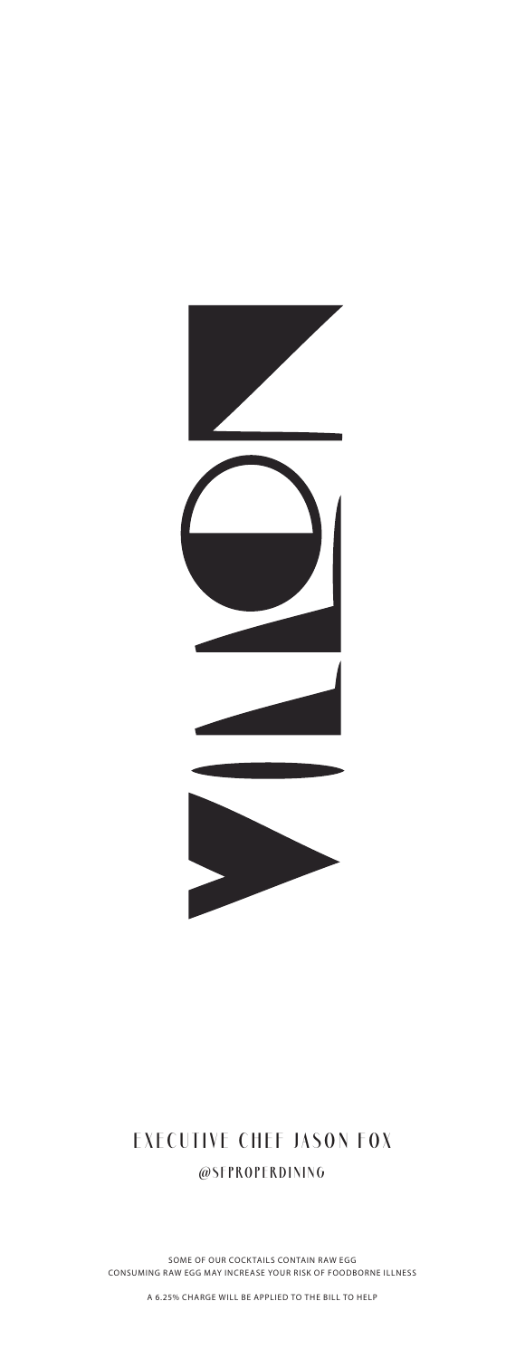# VILLON

## EXECUTIVE CHEF JASON FOX

@SFPROPERDINING

SOME OF OUR COCKTAILS CONTAIN RAW EGG
CONSUMING RAW EGG MAY INCREASE YOUR RISK OF FOODBORNE ILLNESS

A 6.25% CHARGE WILL BE APPLIED TO THE BILL TO HELP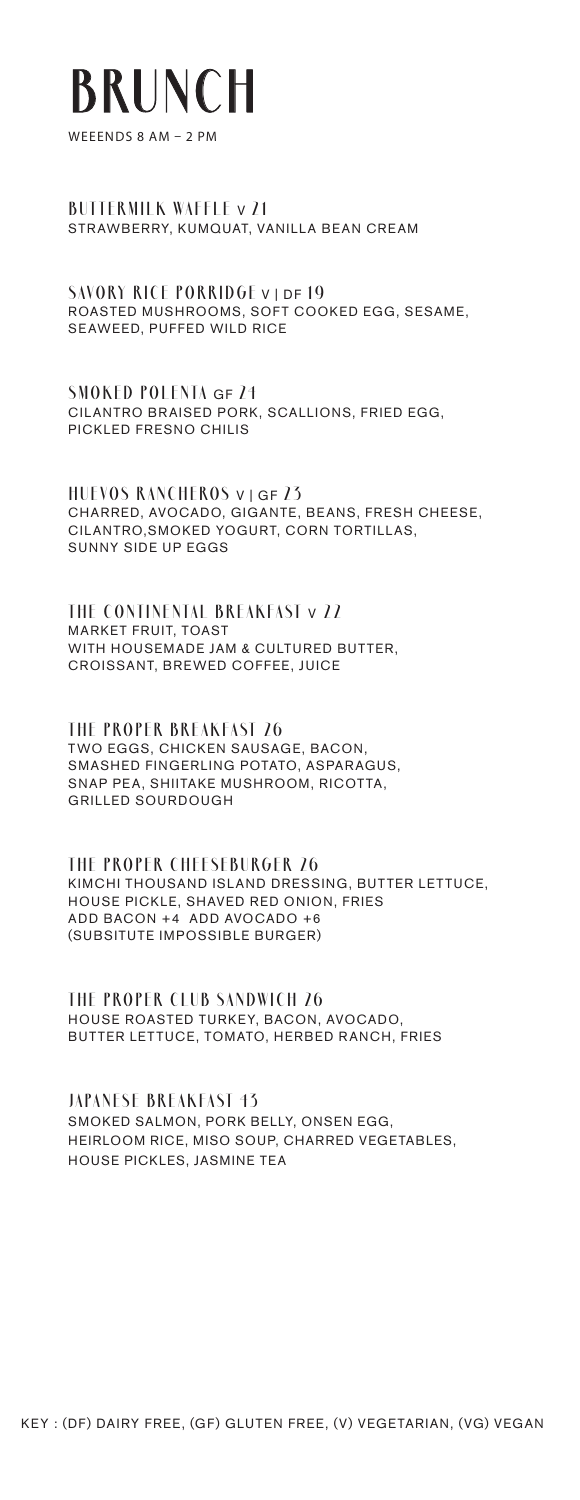# BRUNCH

WEEENDS 8 AM – 2 PM

### BUTTERMILK WAFFLE V 21

STRAWBERRY, KUMQUAT, VANILLA BEAN CREAM

### SAVORY RICE PORRIDGE V | DF 19

ROASTED MUSHROOMS, SOFT COOKED EGG, SESAME, SEAWEED, PUFFED WILD RICE

### SMOKED POLENTA GF 24

CILANTRO BRAISED PORK, SCALLIONS, FRIED EGG, PICKLED FRESNO CHILIS

### HUEVOS RANCHEROS V | GF 23

CHARRED, AVOCADO, GIGANTE, BEANS, FRESH CHEESE, CILANTRO,SMOKED YOGURT, CORN TORTILLAS, SUNNY SIDE UP EGGS

### THE CONTINENTAL BREAKFAST V 22

MARKET FRUIT, TOAST
WITH HOUSEMADE JAM & CULTURED BUTTER, CROISSANT, BREWED COFFEE, JUICE

### THE PROPER BREAKFAST 26

TWO EGGS, CHICKEN SAUSAGE, BACON, SMASHED FINGERLING POTATO, ASPARAGUS, SNAP PEA, SHIITAKE MUSHROOM, RICOTTA, GRILLED SOURDOUGH

### THE PROPER CHEESEBURGER 26

KIMCHI THOUSAND ISLAND DRESSING, BUTTER LETTUCE, HOUSE PICKLE, SHAVED RED ONION, FRIES
ADD BACON +4 ADD AVOCADO +6
(SUBSITUTE IMPOSSIBLE BURGER)

### THE PROPER CLUB SANDWICH 26

HOUSE ROASTED TURKEY, BACON, AVOCADO, BUTTER LETTUCE, TOMATO, HERBED RANCH, FRIES

### JAPANESE BREAKFAST 45

SMOKED SALMON, PORK BELLY, ONSEN EGG, HEIRLOOM RICE, MISO SOUP, CHARRED VEGETABLES, HOUSE PICKLES, JASMINE TEA

KEY : (DF) DAIRY FREE, (GF) GLUTEN FREE, (V) VEGETARIAN, (VG) VEGAN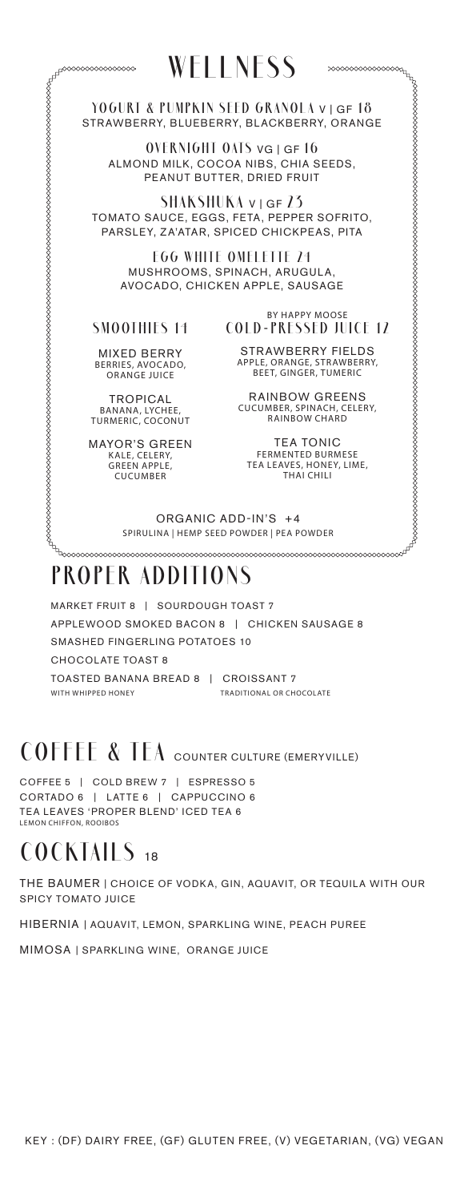# WELLNESS

**YOGURT & PUMPKIN SEED GRANOLA** V | GF 18
STRAWBERRY, BLUEBERRY, BLACKBERRY, ORANGE

**OVERNIGHT OATS** VG | GF 16
ALMOND MILK, COCOA NIBS, CHIA SEEDS, PEANUT BUTTER, DRIED FRUIT

**SHAKSHUKA** V | GF 23
TOMATO SAUCE, EGGS, FETA, PEPPER SOFRITO, PARSLEY, ZA'ATAR, SPICED CHICKPEAS, PITA

**EGG WHITE OMELETTE** 24
MUSHROOMS, SPINACH, ARUGULA, AVOCADO, CHICKEN APPLE, SAUSAGE

## SMOOTHIES 14

**MIXED BERRY**
BERRIES, AVOCADO, ORANGE JUICE

**TROPICAL**
BANANA, LYCHEE, TURMERIC, COCONUT

**MAYOR'S GREEN**
KALE, CELERY, GREEN APPLE, CUCUMBER

## COLD-PRESSED JUICE 12

BY HAPPY MOOSE

**STRAWBERRY FIELDS**
APPLE, ORANGE, STRAWBERRY, BEET, GINGER, TUMERIC

**RAINBOW GREENS**
CUCUMBER, SPINACH, CELERY, RAINBOW CHARD

**TEA TONIC**
FERMENTED BURMESE TEA LEAVES, HONEY, LIME, THAI CHILI

ORGANIC ADD-IN'S +4
SPIRULINA | HEMP SEED POWDER | PEA POWDER

# PROPER ADDITIONS

MARKET FRUIT 8 | SOURDOUGH TOAST 7
APPLEWOOD SMOKED BACON 8 | CHICKEN SAUSAGE 8
SMASHED FINGERLING POTATOES 10
CHOCOLATE TOAST 8
TOASTED BANANA BREAD 8 | CROISSANT 7
WITH WHIPPED HONEY | TRADITIONAL OR CHOCOLATE

# COFFEE & TEA COUNTER CULTURE (EMERYVILLE)

COFFEE 5 | COLD BREW 7 | ESPRESSO 5
CORTADO 6 | LATTE 6 | CAPPUCCINO 6
TEA LEAVES 'PROPER BLEND' ICED TEA 6
LEMON CHIFFON, ROOIBOS

# COCKTAILS 18

THE BAUMER | CHOICE OF VODKA, GIN, AQUAVIT, OR TEQUILA WITH OUR SPICY TOMATO JUICE

HIBERNIA | AQUAVIT, LEMON, SPARKLING WINE, PEACH PUREE

MIMOSA | SPARKLING WINE, ORANGE JUICE

KEY : (DF) DAIRY FREE, (GF) GLUTEN FREE, (V) VEGETARIAN, (VG) VEGAN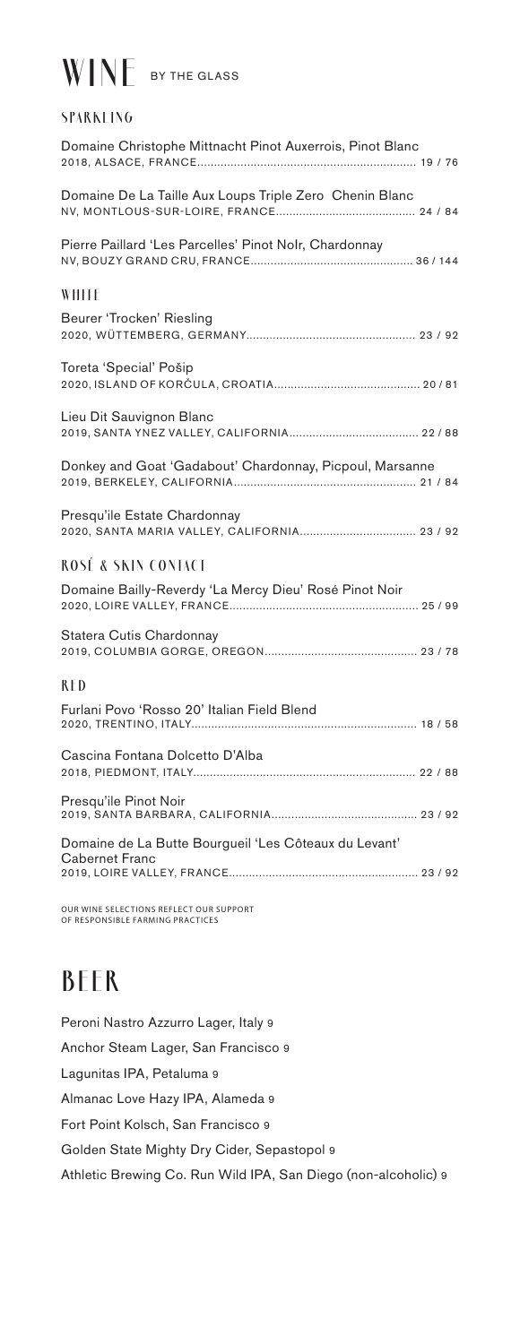# WINE BY THE GLASS

## SPARKLING

Domaine Christophe Mittnacht Pinot Auxerrois, Pinot Blanc
2018, ALSACE, FRANCE ........ 19 / 76

Domaine De La Taille Aux Loups Triple Zero Chenin Blanc
NV, MONTLOUS-SUR-LOIRE, FRANCE ........ 24 / 84

Pierre Paillard 'Les Parcelles' Pinot NoIr, Chardonnay
NV, BOUZY GRAND CRU, FRANCE ........ 36 / 144

## WHITE

Beurer 'Trocken' Riesling
2020, WÜTTEMBERG, GERMANY ........ 23 / 92

Toreta 'Special' Pošip
2020, ISLAND OF KORČULA, CROATIA ........ 20 / 81

Lieu Dit Sauvignon Blanc
2019, SANTA YNEZ VALLEY, CALIFORNIA ........ 22 / 88

Donkey and Goat 'Gadabout' Chardonnay, Picpoul, Marsanne
2019, BERKELEY, CALIFORNIA ........ 21 / 84

Presqu'ile Estate Chardonnay
2020, SANTA MARIA VALLEY, CALIFORNIA ........ 23 / 92

## ROSÉ & SKIN CONTACT

Domaine Bailly-Reverdy 'La Mercy Dieu' Rosé Pinot Noir
2020, LOIRE VALLEY, FRANCE ........ 25 / 99

Statera Cutis Chardonnay
2019, COLUMBIA GORGE, OREGON ........ 23 / 78

## RED

Furlani Povo 'Rosso 20' Italian Field Blend
2020, TRENTINO, ITALY ........ 18 / 58

Cascina Fontana Dolcetto D'Alba
2018, PIEDMONT, ITALY ........ 22 / 88

Presqu'ile Pinot Noir
2019, SANTA BARBARA, CALIFORNIA ........ 23 / 92

Domaine de La Butte Bourgueil 'Les Côteaux du Levant' Cabernet Franc
2019, LOIRE VALLEY, FRANCE ........ 23 / 92

OUR WINE SELECTIONS REFLECT OUR SUPPORT OF RESPONSIBLE FARMING PRACTICES

# BEER

Peroni Nastro Azzurro Lager, Italy 9

Anchor Steam Lager, San Francisco 9

Lagunitas IPA, Petaluma 9

Almanac Love Hazy IPA, Alameda 9

Fort Point Kolsch, San Francisco 9

Golden State Mighty Dry Cider, Sepastopol 9

Athletic Brewing Co. Run Wild IPA, San Diego (non-alcoholic) 9